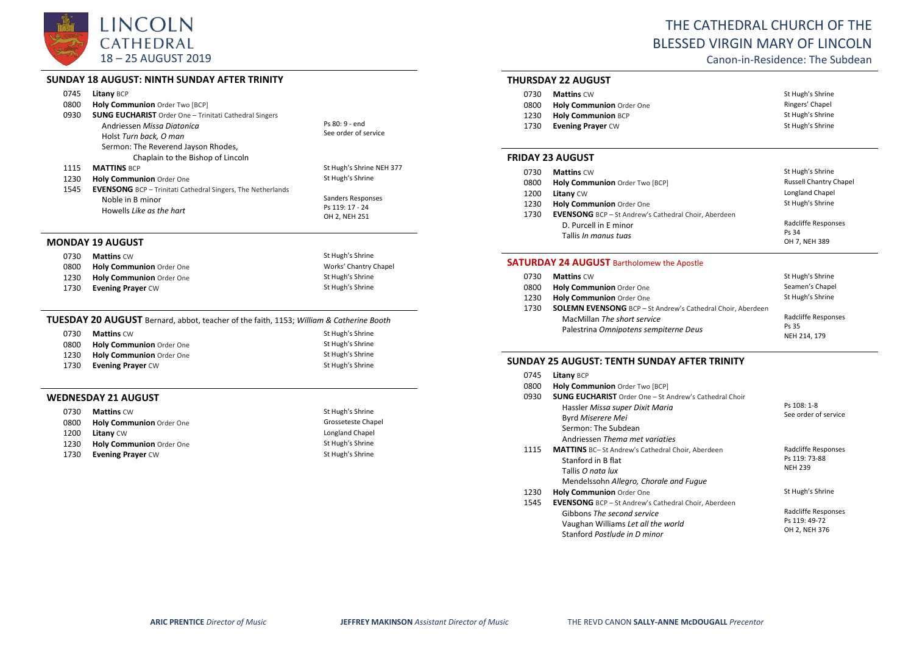# LINCOLN CATHEDRAL

18 – 25 AUGUST 2019

# THE CATHEDRAL CHURCH OF THE BLESSED VIRGIN MARY OF LINCOLN

Canon-in-Residence: The Subdean

## SUNDAY 18 AUGUST: NINTH SUNDAY AFTER TRINITY

| | | |
|---|---|---|
| 0745 | **Litany** BCP | |
| 0800 | **Holy Communion** Order Two [BCP] | |
| 0930 | **SUNG EUCHARIST** Order One – Trinitati Cathedral Singers<br>Andriessen *Missa Diatonica*<br>Holst *Turn back, O man*<br>Sermon: The Reverend Jayson Rhodes, Chaplain to the Bishop of Lincoln | Ps 80: 9 - end<br>See order of service |
| 1115 | **MATTINS** BCP | St Hugh's Shrine NEH 377 |
| 1230 | **Holy Communion** Order One | St Hugh's Shrine |
| 1545 | **EVENSONG** BCP – Trinitati Cathedral Singers, The Netherlands<br>Noble in B minor<br>Howells *Like as the hart* | Sanders Responses<br>Ps 119: 17 - 24<br>OH 2, NEH 251 |

## MONDAY 19 AUGUST

| | | |
|---|---|---|
| 0730 | **Mattins** CW | St Hugh's Shrine |
| 0800 | **Holy Communion** Order One | Works' Chantry Chapel |
| 1230 | **Holy Communion** Order One | St Hugh's Shrine |
| 1730 | **Evening Prayer** CW | St Hugh's Shrine |

## TUESDAY 20 AUGUST Bernard, abbot, teacher of the faith, 1153; *William & Catherine Booth*

| | | |
|---|---|---|
| 0730 | **Mattins** CW | St Hugh's Shrine |
| 0800 | **Holy Communion** Order One | St Hugh's Shrine |
| 1230 | **Holy Communion** Order One | St Hugh's Shrine |
| 1730 | **Evening Prayer** CW | St Hugh's Shrine |

## WEDNESDAY 21 AUGUST

| | | |
|---|---|---|
| 0730 | **Mattins** CW | St Hugh's Shrine |
| 0800 | **Holy Communion** Order One | Grosseteste Chapel |
| 1200 | **Litany** CW | Longland Chapel |
| 1230 | **Holy Communion** Order One | St Hugh's Shrine |
| 1730 | **Evening Prayer** CW | St Hugh's Shrine |

## THURSDAY 22 AUGUST

| | | |
|---|---|---|
| 0730 | **Mattins** CW | St Hugh's Shrine |
| 0800 | **Holy Communion** Order One | Ringers' Chapel |
| 1230 | **Holy Communion** BCP | St Hugh's Shrine |
| 1730 | **Evening Prayer** CW | St Hugh's Shrine |

## FRIDAY 23 AUGUST

| | | |
|---|---|---|
| 0730 | **Mattins** CW | St Hugh's Shrine |
| 0800 | **Holy Communion** Order Two [BCP] | Russell Chantry Chapel |
| 1200 | **Litany** CW | Longland Chapel |
| 1230 | **Holy Communion** Order One | St Hugh's Shrine |
| 1730 | **EVENSONG** BCP – St Andrew's Cathedral Choir, Aberdeen<br>D. Purcell in E minor<br>Tallis *In manus tuas* | Radcliffe Responses<br>Ps 34<br>OH 7, NEH 389 |

## SATURDAY 24 AUGUST Bartholomew the Apostle

| | | |
|---|---|---|
| 0730 | **Mattins** CW | St Hugh's Shrine |
| 0800 | **Holy Communion** Order One | Seamen's Chapel |
| 1230 | **Holy Communion** Order One | St Hugh's Shrine |
| 1730 | **SOLEMN EVENSONG** BCP – St Andrew's Cathedral Choir, Aberdeen<br>MacMillan *The short service*<br>Palestrina *Omnipotens sempiterne Deus* | Radcliffe Responses<br>Ps 35<br>NEH 214, 179 |

## SUNDAY 25 AUGUST: TENTH SUNDAY AFTER TRINITY

| | | |
|---|---|---|
| 0745 | **Litany** BCP | |
| 0800 | **Holy Communion** Order Two [BCP] | |
| 0930 | **SUNG EUCHARIST** Order One – St Andrew's Cathedral Choir<br>Hassler *Missa super Dixit Maria*<br>Byrd *Miserere Mei*<br>Sermon: The Subdean<br>Andriessen *Thema met variaties* | Ps 108: 1-8<br>See order of service |
| 1115 | **MATTINS** BC– St Andrew's Cathedral Choir, Aberdeen<br>Stanford in B flat<br>Tallis *O nata lux*<br>Mendelssohn *Allegro, Chorale and Fugue* | Radcliffe Responses<br>Ps 119: 73-88<br>NEH 239 |
| 1230 | **Holy Communion** Order One | St Hugh's Shrine |
| 1545 | **EVENSONG** BCP – St Andrew's Cathedral Choir, Aberdeen<br>Gibbons *The second service*<br>Vaughan Williams *Let all the world*<br>Stanford *Postlude in D minor* | Radcliffe Responses<br>Ps 119: 49-72<br>OH 2, NEH 376 |

**ARIC PRENTICE** *Director of Music* **JEFFREY MAKINSON** *Assistant Director of Music* THE REVD CANON **SALLY-ANNE McDOUGALL** *Precentor*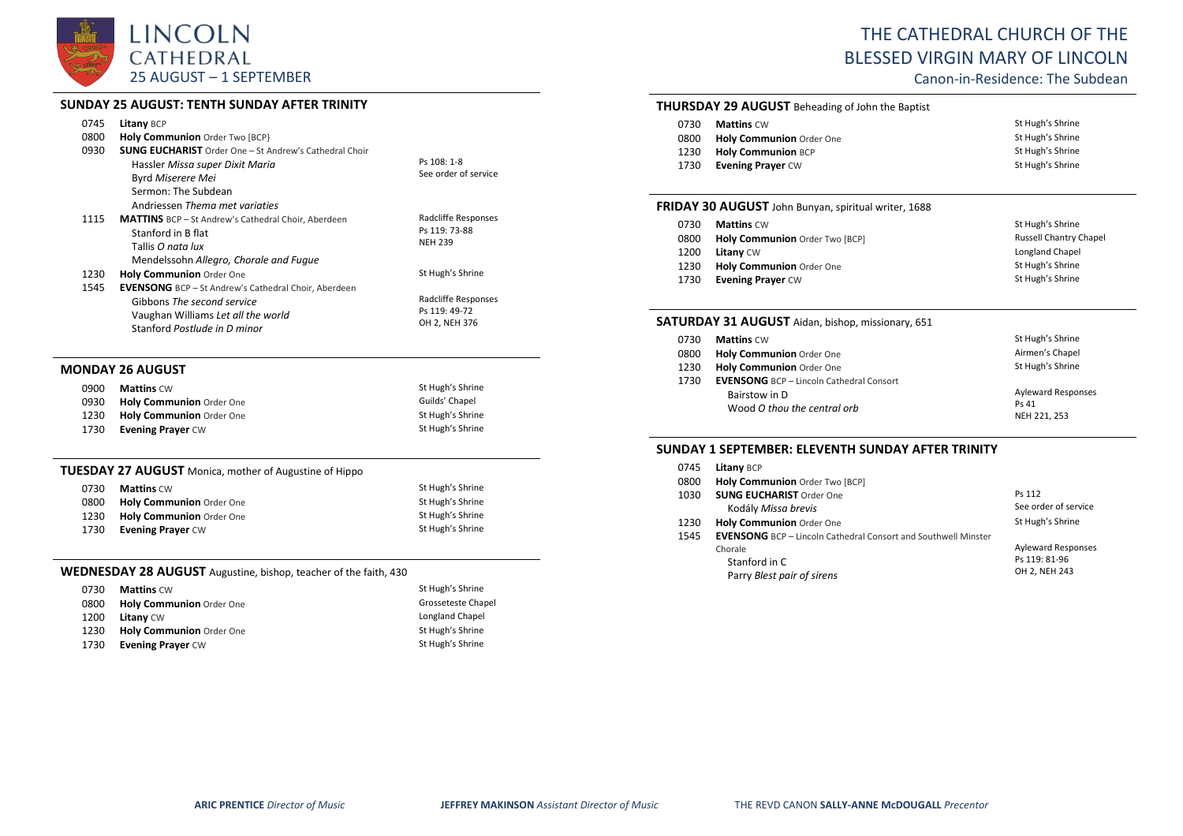# LINCOLN CATHEDRAL

25 AUGUST – 1 SEPTEMBER

# THE CATHEDRAL CHURCH OF THE BLESSED VIRGIN MARY OF LINCOLN

Canon-in-Residence: The Subdean

## SUNDAY 25 AUGUST: TENTH SUNDAY AFTER TRINITY

| | | |
|---|---|---|
| 0745 | **Litany** BCP | |
| 0800 | **Holy Communion** Order Two [BCP} | |
| 0930 | **SUNG EUCHARIST** Order One – St Andrew's Cathedral Choir<br>Hassler *Missa super Dixit Maria*<br>Byrd *Miserere Mei*<br>Sermon: The Subdean<br>Andriessen *Thema met variaties* | Ps 108: 1-8<br>See order of service |
| 1115 | **MATTINS** BCP – St Andrew's Cathedral Choir, Aberdeen<br>Stanford in B flat<br>Tallis *O nata lux*<br>Mendelssohn *Allegro, Chorale and Fugue* | Radcliffe Responses<br>Ps 119: 73-88<br>NEH 239 |
| 1230 | **Holy Communion** Order One | St Hugh's Shrine |
| 1545 | **EVENSONG** BCP – St Andrew's Cathedral Choir, Aberdeen<br>Gibbons *The second service*<br>Vaughan Williams *Let all the world*<br>Stanford *Postlude in D minor* | Radcliffe Responses<br>Ps 119: 49-72<br>OH 2, NEH 376 |

## MONDAY 26 AUGUST

| | | |
|---|---|---|
| 0900 | **Mattins** CW | St Hugh's Shrine |
| 0930 | **Holy Communion** Order One | Guilds' Chapel |
| 1230 | **Holy Communion** Order One | St Hugh's Shrine |
| 1730 | **Evening Prayer** CW | St Hugh's Shrine |

## TUESDAY 27 AUGUST Monica, mother of Augustine of Hippo

| | | |
|---|---|---|
| 0730 | **Mattins** CW | St Hugh's Shrine |
| 0800 | **Holy Communion** Order One | St Hugh's Shrine |
| 1230 | **Holy Communion** Order One | St Hugh's Shrine |
| 1730 | **Evening Prayer** CW | St Hugh's Shrine |

## WEDNESDAY 28 AUGUST Augustine, bishop, teacher of the faith, 430

| | | |
|---|---|---|
| 0730 | **Mattins** CW | St Hugh's Shrine |
| 0800 | **Holy Communion** Order One | Grosseteste Chapel |
| 1200 | **Litany** CW | Longland Chapel |
| 1230 | **Holy Communion** Order One | St Hugh's Shrine |
| 1730 | **Evening Prayer** CW | St Hugh's Shrine |

## THURSDAY 29 AUGUST Beheading of John the Baptist

| | | |
|---|---|---|
| 0730 | **Mattins** CW | St Hugh's Shrine |
| 0800 | **Holy Communion** Order One | St Hugh's Shrine |
| 1230 | **Holy Communion** BCP | St Hugh's Shrine |
| 1730 | **Evening Prayer** CW | St Hugh's Shrine |

## FRIDAY 30 AUGUST John Bunyan, spiritual writer, 1688

| | | |
|---|---|---|
| 0730 | **Mattins** CW | St Hugh's Shrine |
| 0800 | **Holy Communion** Order Two [BCP] | Russell Chantry Chapel |
| 1200 | **Litany** CW | Longland Chapel |
| 1230 | **Holy Communion** Order One | St Hugh's Shrine |
| 1730 | **Evening Prayer** CW | St Hugh's Shrine |

## SATURDAY 31 AUGUST Aidan, bishop, missionary, 651

| | | |
|---|---|---|
| 0730 | **Mattins** CW | St Hugh's Shrine |
| 0800 | **Holy Communion** Order One | Airmen's Chapel |
| 1230 | **Holy Communion** Order One | St Hugh's Shrine |
| 1730 | **EVENSONG** BCP – Lincoln Cathedral Consort<br>Bairstow in D<br>Wood *O thou the central orb* | Ayleward Responses<br>Ps 41<br>NEH 221, 253 |

## SUNDAY 1 SEPTEMBER: ELEVENTH SUNDAY AFTER TRINITY

| | | |
|---|---|---|
| 0745 | **Litany** BCP | |
| 0800 | **Holy Communion** Order Two [BCP] | |
| 1030 | **SUNG EUCHARIST** Order One<br>Kodály *Missa brevis* | Ps 112<br>See order of service |
| 1230 | **Holy Communion** Order One | St Hugh's Shrine |
| 1545 | **EVENSONG** BCP – Lincoln Cathedral Consort and Southwell Minster Chorale<br>Stanford in C<br>Parry *Blest pair of sirens* | Ayleward Responses<br>Ps 119: 81-96<br>OH 2, NEH 243 |

**ARIC PRENTICE** *Director of Music* | **JEFFREY MAKINSON** *Assistant Director of Music* | THE REVD CANON **SALLY-ANNE McDOUGALL** *Precentor*